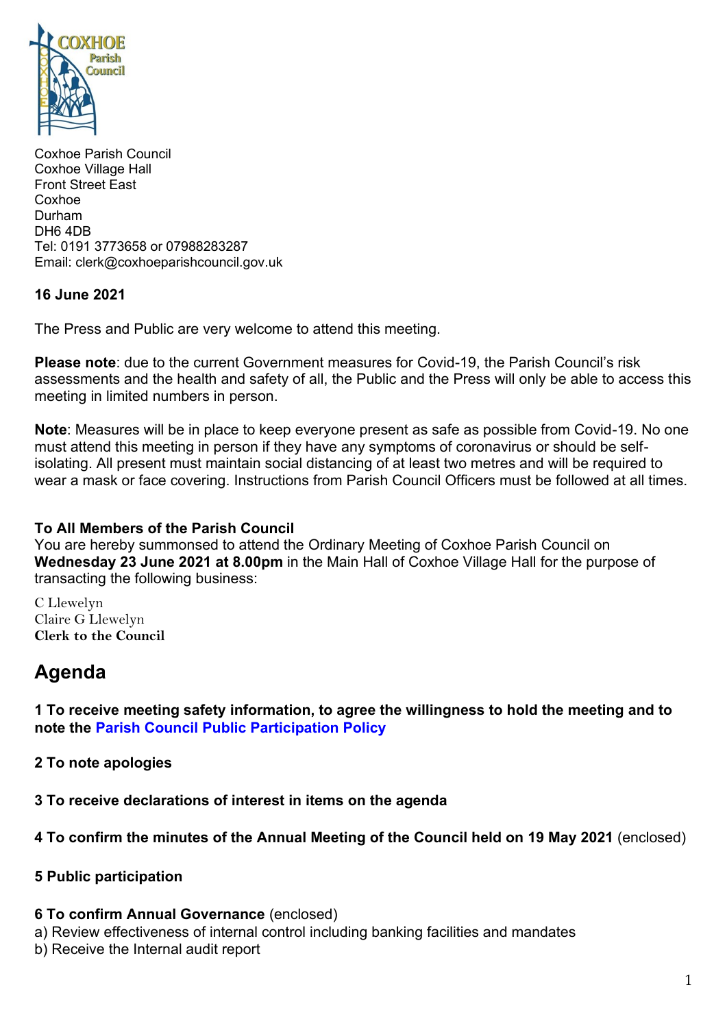Coxhoe Parish Council
Coxhoe Village Hall
Front Street East
Coxhoe
Durham
DH6 4DB
Tel: 0191 3773658 or 07988283287
Email: clerk@coxhoeparishcouncil.gov.uk

**16 June 2021**

The Press and Public are very welcome to attend this meeting.

**Please note**: due to the current Government measures for Covid-19, the Parish Council's risk assessments and the health and safety of all, the Public and the Press will only be able to access this meeting in limited numbers in person.

**Note**: Measures will be in place to keep everyone present as safe as possible from Covid-19. No one must attend this meeting in person if they have any symptoms of coronavirus or should be self-isolating. All present must maintain social distancing of at least two metres and will be required to wear a mask or face covering. Instructions from Parish Council Officers must be followed at all times.

**To All Members of the Parish Council**
You are hereby summonsed to attend the Ordinary Meeting of Coxhoe Parish Council on **Wednesday 23 June 2021 at 8.00pm** in the Main Hall of Coxhoe Village Hall for the purpose of transacting the following business:

C Llewelyn
Claire G Llewelyn
**Clerk to the Council**

# Agenda

**1 To receive meeting safety information, to agree the willingness to hold the meeting and to note the Parish Council Public Participation Policy**

**2 To note apologies**

**3 To receive declarations of interest in items on the agenda**

**4 To confirm the minutes of the Annual Meeting of the Council held on 19 May 2021** (enclosed)

**5 Public participation**

**6 To confirm Annual Governance** (enclosed)
a) Review effectiveness of internal control including banking facilities and mandates
b) Receive the Internal audit report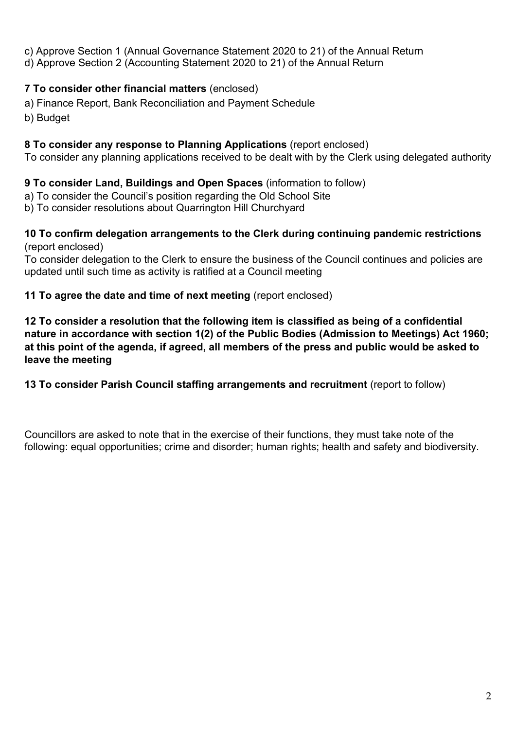c) Approve Section 1 (Annual Governance Statement 2020 to 21) of the Annual Return
d) Approve Section 2 (Accounting Statement 2020 to 21) of the Annual Return

**7 To consider other financial matters** (enclosed)

a) Finance Report, Bank Reconciliation and Payment Schedule
b) Budget

**8 To consider any response to Planning Applications** (report enclosed)
To consider any planning applications received to be dealt with by the Clerk using delegated authority

**9 To consider Land, Buildings and Open Spaces** (information to follow)

a) To consider the Council's position regarding the Old School Site
b) To consider resolutions about Quarrington Hill Churchyard

**10 To confirm delegation arrangements to the Clerk during continuing pandemic restrictions** (report enclosed)
To consider delegation to the Clerk to ensure the business of the Council continues and policies are updated until such time as activity is ratified at a Council meeting

**11 To agree the date and time of next meeting** (report enclosed)

**12 To consider a resolution that the following item is classified as being of a confidential nature in accordance with section 1(2) of the Public Bodies (Admission to Meetings) Act 1960; at this point of the agenda, if agreed, all members of the press and public would be asked to leave the meeting**

**13 To consider Parish Council staffing arrangements and recruitment** (report to follow)

Councillors are asked to note that in the exercise of their functions, they must take note of the following: equal opportunities; crime and disorder; human rights; health and safety and biodiversity.